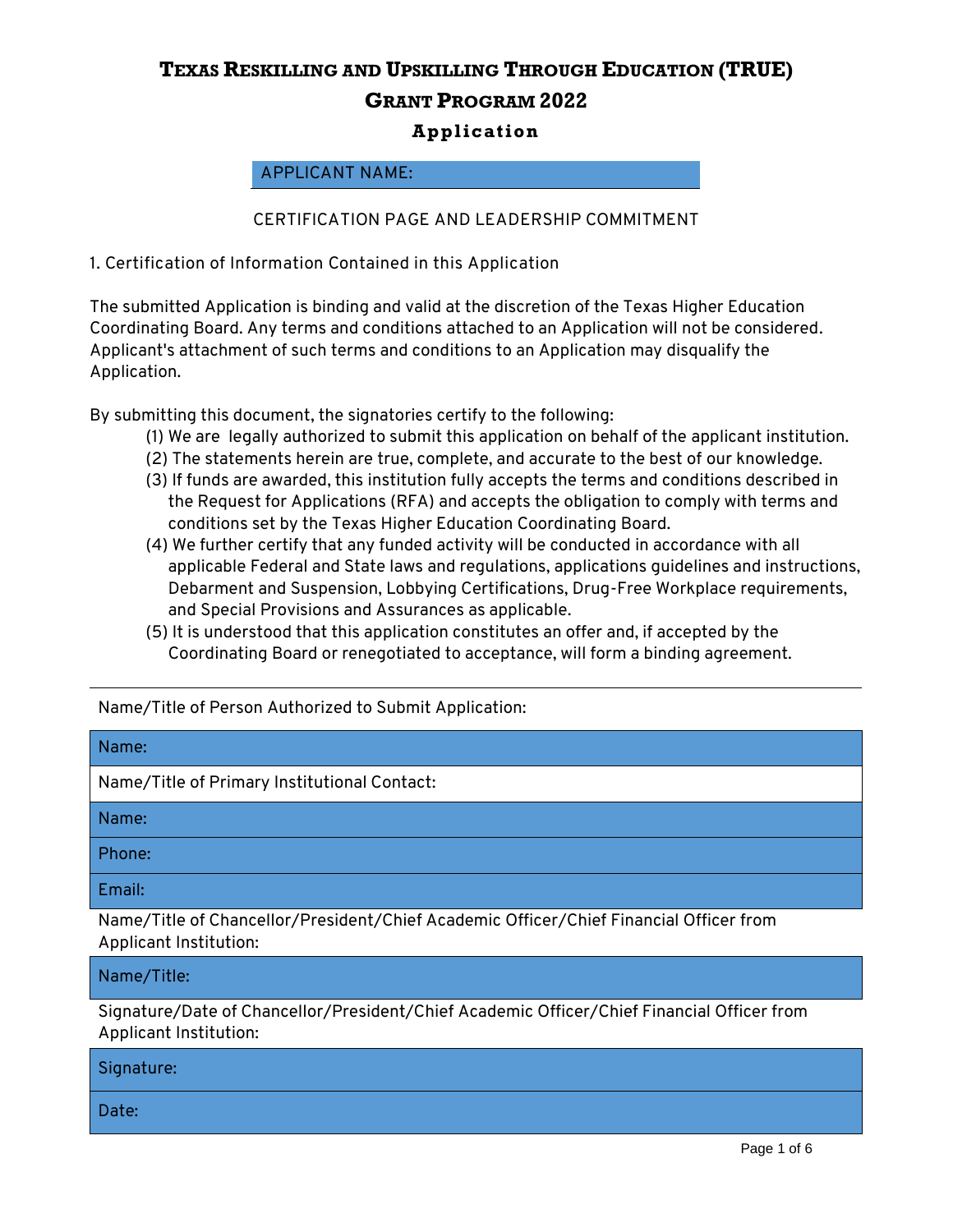# TEXAS RESKILLING AND UPSKILLING THROUGH EDUCATION (TRUE) GRANT PROGRAM 2022

## Application

| APPLICANT NAME: |
|---|

CERTIFICATION PAGE AND LEADERSHIP COMMITMENT

1. Certification of Information Contained in this Application

The submitted Application is binding and valid at the discretion of the Texas Higher Education Coordinating Board. Any terms and conditions attached to an Application will not be considered. Applicant's attachment of such terms and conditions to an Application may disqualify the Application.

By submitting this document, the signatories certify to the following:

(1) We are legally authorized to submit this application on behalf of the applicant institution.
(2) The statements herein are true, complete, and accurate to the best of our knowledge.
(3) If funds are awarded, this institution fully accepts the terms and conditions described in the Request for Applications (RFA) and accepts the obligation to comply with terms and conditions set by the Texas Higher Education Coordinating Board.
(4) We further certify that any funded activity will be conducted in accordance with all applicable Federal and State laws and regulations, applications guidelines and instructions, Debarment and Suspension, Lobbying Certifications, Drug-Free Workplace requirements, and Special Provisions and Assurances as applicable.
(5) It is understood that this application constitutes an offer and, if accepted by the Coordinating Board or renegotiated to acceptance, will form a binding agreement.

| Name/Title of Person Authorized to Submit Application: |
|---|
| Name: |
| Name/Title of Primary Institutional Contact: |
| Name: |
| Phone: |
| Email: |
| Name/Title of Chancellor/President/Chief Academic Officer/Chief Financial Officer from Applicant Institution: |
| Name/Title: |
| Signature/Date of Chancellor/President/Chief Academic Officer/Chief Financial Officer from Applicant Institution: |
| Signature: |
| Date: |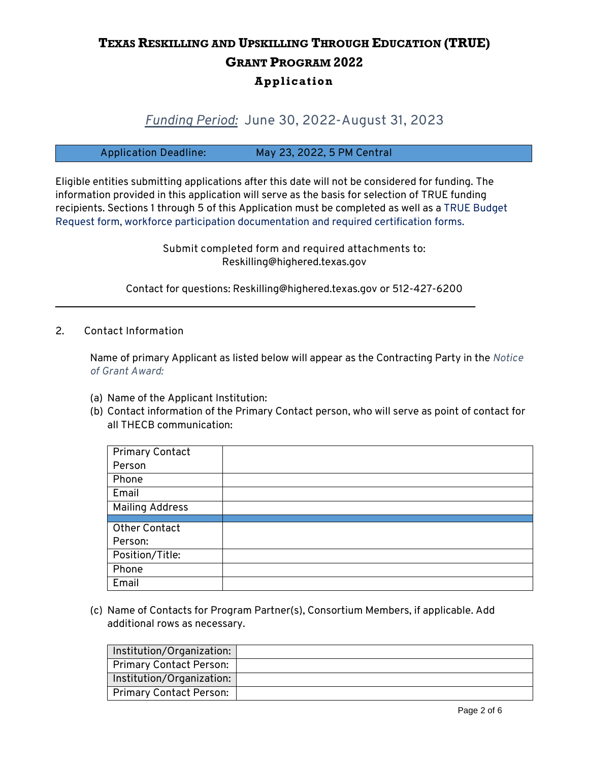# Texas Reskilling and Upskilling through Education (TRUE) Grant Program 2022

## Application

### *Funding Period:* June 30, 2022-August 31, 2023

| Application Deadline: | May 23, 2022, 5 PM Central |
|---|---|

Eligible entities submitting applications after this date will not be considered for funding. The information provided in this application will serve as the basis for selection of TRUE funding recipients. Sections 1 through 5 of this Application must be completed as well as a TRUE Budget Request form, workforce participation documentation and required certification forms.

Submit completed form and required attachments to:
Reskilling@highered.texas.gov

Contact for questions: Reskilling@highered.texas.gov or 512-427-6200

---

2. Contact Information

Name of primary Applicant as listed below will appear as the Contracting Party in the *Notice of Grant Award:*

(a) Name of the Applicant Institution:

(b) Contact information of the Primary Contact person, who will serve as point of contact for all THECB communication:

| Primary Contact Person | |
|---|---|
| Phone | |
| Email | |
| Mailing Address | |
| | |
| Other Contact Person: | |
| Position/Title: | |
| Phone | |
| Email | |

(c) Name of Contacts for Program Partner(s), Consortium Members, if applicable. Add additional rows as necessary.

| Institution/Organization: | |
|---|---|
| Primary Contact Person: | |
| Institution/Organization: | |
| Primary Contact Person: | |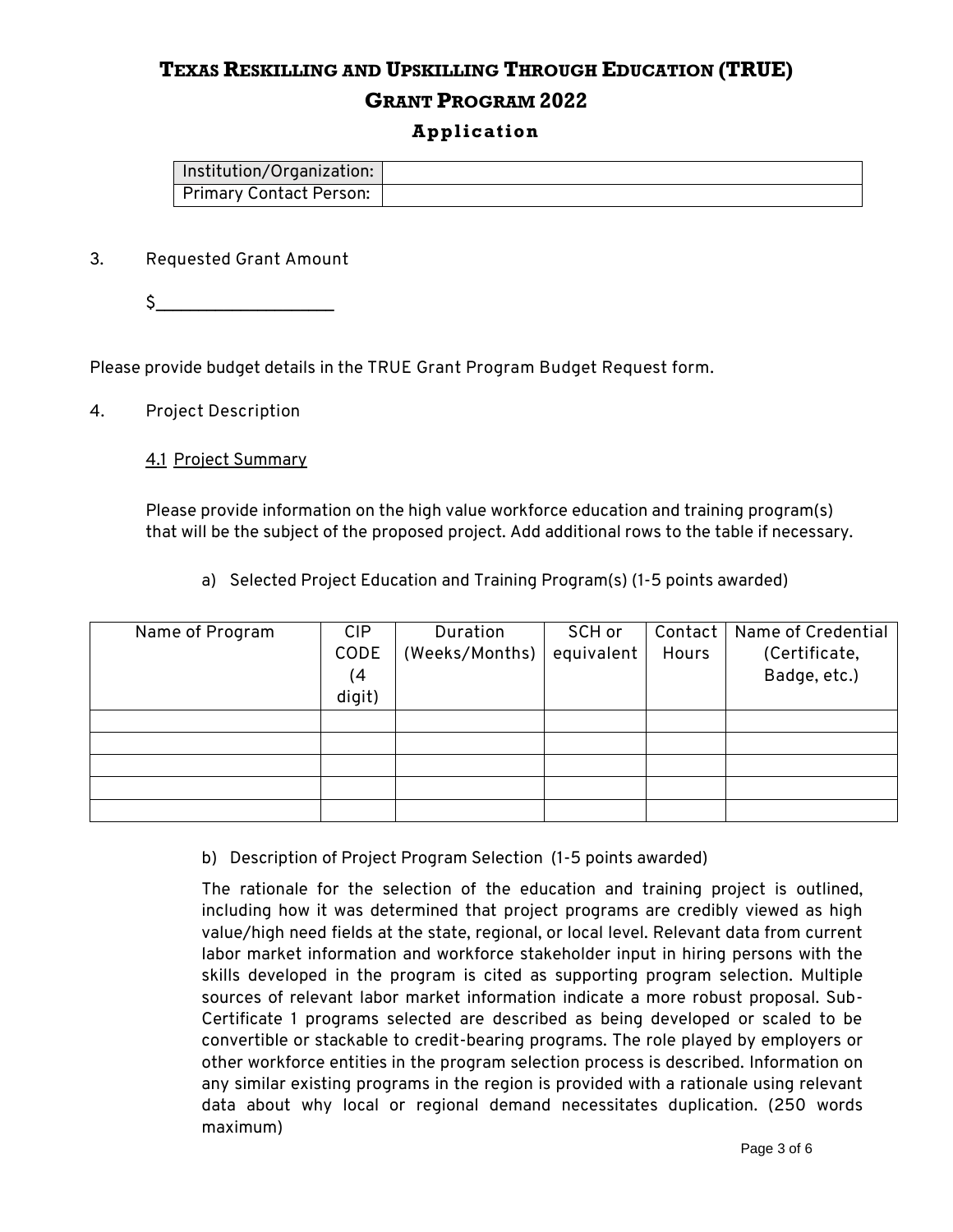# TEXAS RESKILLING AND UPSKILLING THROUGH EDUCATION (TRUE)

## GRANT PROGRAM 2022

### Application

| Institution/Organization: | |
|---|---|
| Primary Contact Person: | |

3. Requested Grant Amount

   $__________________

Please provide budget details in the TRUE Grant Program Budget Request form.

4. Project Description

   4.1 Project Summary

   Please provide information on the high value workforce education and training program(s) that will be the subject of the proposed project. Add additional rows to the table if necessary.

   a) Selected Project Education and Training Program(s) (1-5 points awarded)

| Name of Program | CIP CODE (4 digit) | Duration (Weeks/Months) | SCH or equivalent | Contact Hours | Name of Credential (Certificate, Badge, etc.) |
|---|---|---|---|---|---|
| | | | | | |
| | | | | | |
| | | | | | |
| | | | | | |
| | | | | | |

   b) Description of Project Program Selection (1-5 points awarded)

   The rationale for the selection of the education and training project is outlined, including how it was determined that project programs are credibly viewed as high value/high need fields at the state, regional, or local level. Relevant data from current labor market information and workforce stakeholder input in hiring persons with the skills developed in the program is cited as supporting program selection. Multiple sources of relevant labor market information indicate a more robust proposal. Sub-Certificate 1 programs selected are described as being developed or scaled to be convertible or stackable to credit-bearing programs. The role played by employers or other workforce entities in the program selection process is described. Information on any similar existing programs in the region is provided with a rationale using relevant data about why local or regional demand necessitates duplication. (250 words maximum)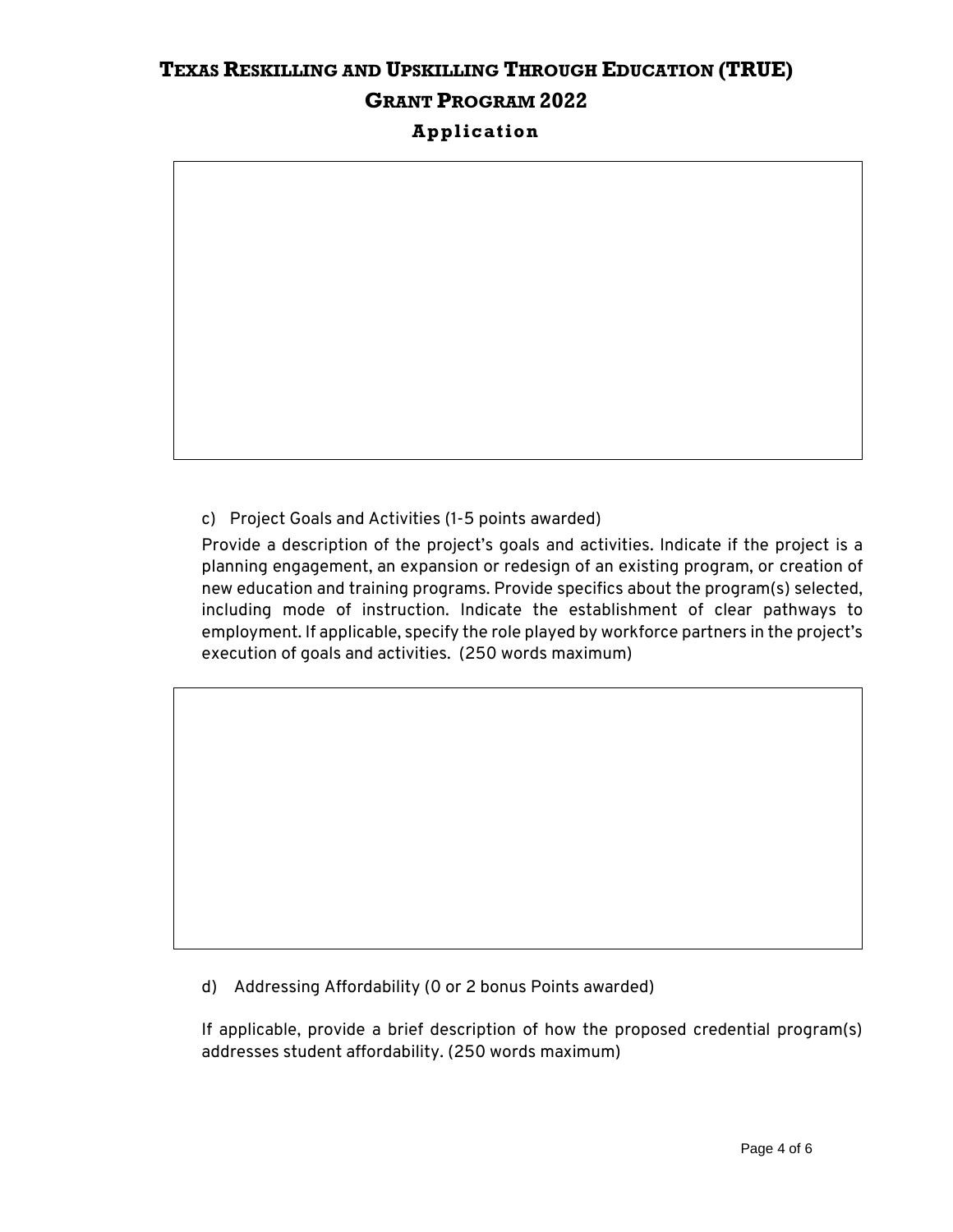c) Project Goals and Activities (1-5 points awarded)

Provide a description of the project's goals and activities. Indicate if the project is a planning engagement, an expansion or redesign of an existing program, or creation of new education and training programs. Provide specifics about the program(s) selected, including mode of instruction. Indicate the establishment of clear pathways to employment. If applicable, specify the role played by workforce partners in the project's execution of goals and activities. (250 words maximum)

d) Addressing Affordability (0 or 2 bonus Points awarded)

If applicable, provide a brief description of how the proposed credential program(s) addresses student affordability. (250 words maximum)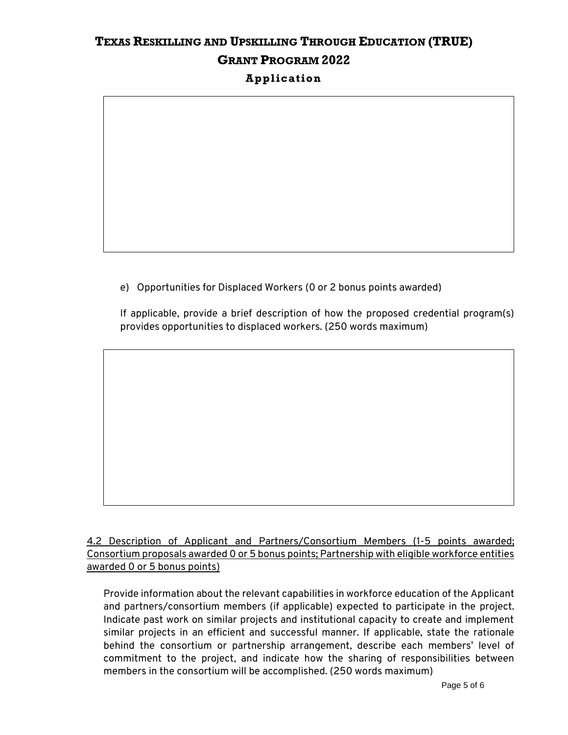e) Opportunities for Displaced Workers (0 or 2 bonus points awarded)

If applicable, provide a brief description of how the proposed credential program(s) provides opportunities to displaced workers. (250 words maximum)

4.2 Description of Applicant and Partners/Consortium Members (1-5 points awarded; Consortium proposals awarded 0 or 5 bonus points; Partnership with eligible workforce entities awarded 0 or 5 bonus points)

Provide information about the relevant capabilities in workforce education of the Applicant and partners/consortium members (if applicable) expected to participate in the project. Indicate past work on similar projects and institutional capacity to create and implement similar projects in an efficient and successful manner. If applicable, state the rationale behind the consortium or partnership arrangement, describe each members' level of commitment to the project, and indicate how the sharing of responsibilities between members in the consortium will be accomplished. (250 words maximum)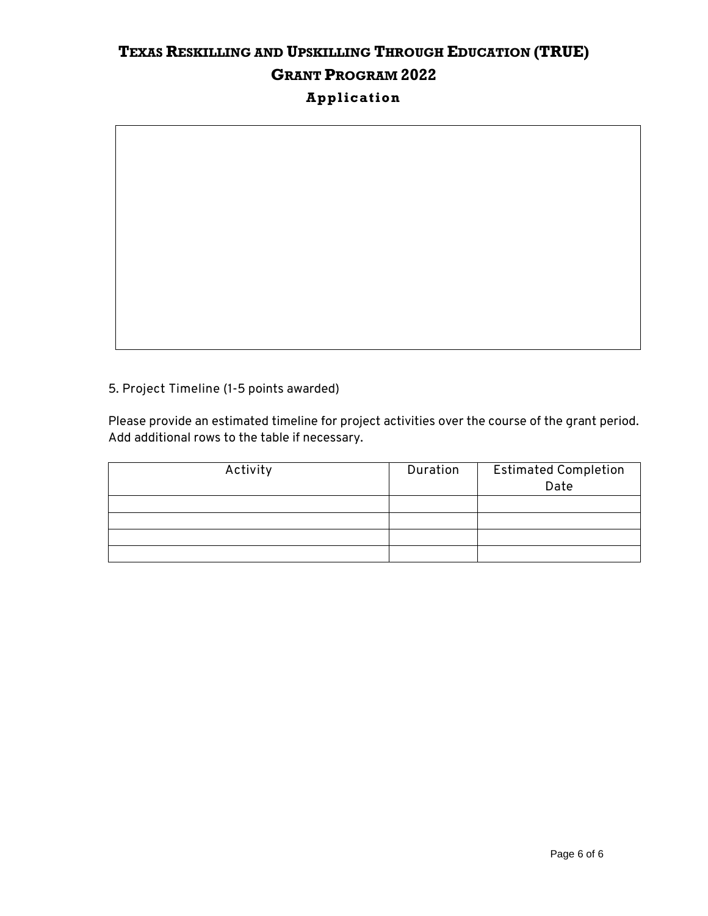# TEXAS RESKILLING AND UPSKILLING THROUGH EDUCATION (TRUE) GRANT PROGRAM 2022

## Application

5. Project Timeline (1-5 points awarded)

Please provide an estimated timeline for project activities over the course of the grant period. Add additional rows to the table if necessary.

| Activity | Duration | Estimated Completion Date |
|---|---|---|
| | | |
| | | |
| | | |
| | | |